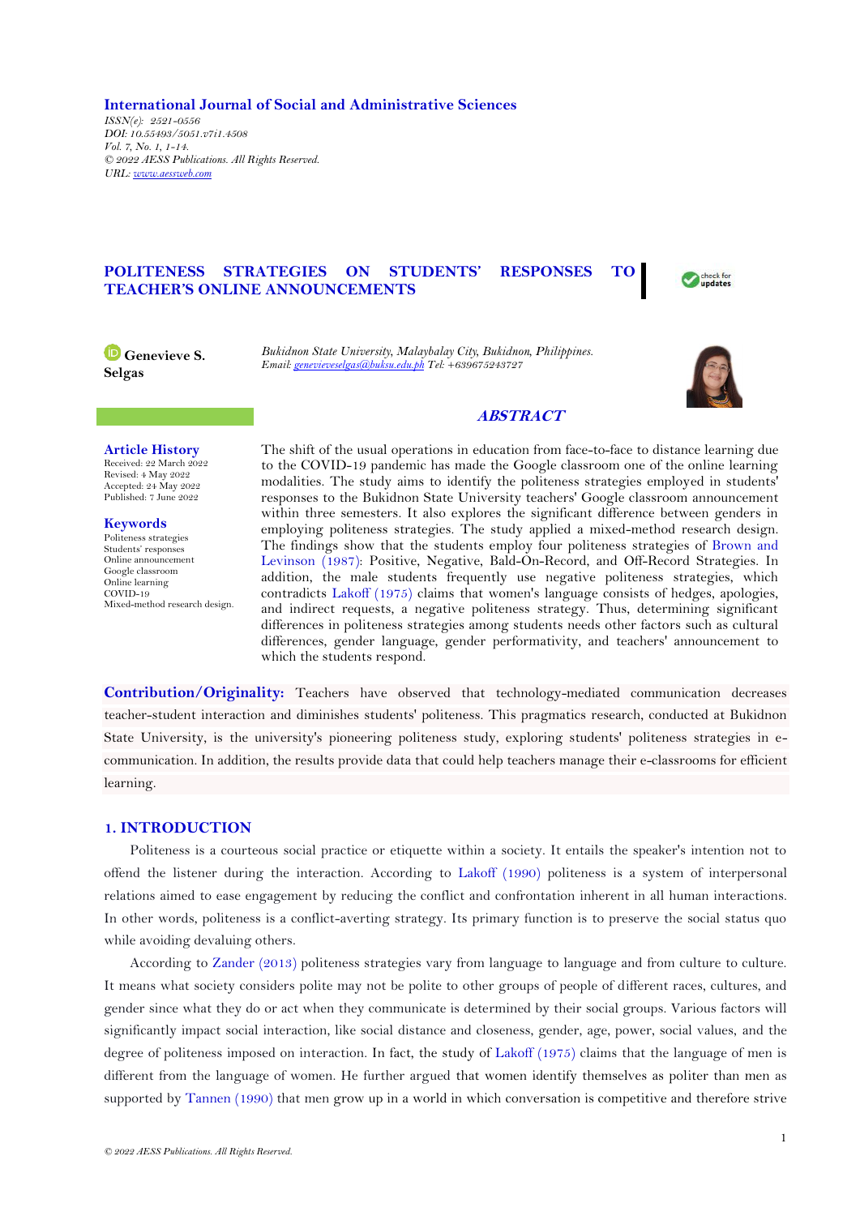International Journal of Social and Administrative Sciences

*ISSN(e): 2521-0556*
*DOI: 10.55493/5051.v7i1.4508*
*Vol. 7, No. 1, 1-14.*
*© 2022 AESS Publications. All Rights Reserved.*
*URL: www.aessweb.com*

# POLITENESS STRATEGIES ON STUDENTS' RESPONSES TO TEACHER'S ONLINE ANNOUNCEMENTS

**Genevieve S. Selgas**

*Bukidnon State University, Malaybalay City, Bukidnon, Philippines.*
*Email: genevieveselgas@buksu.edu.ph Tel: +639675243727*

**Article History**
Received: 22 March 2022
Revised: 4 May 2022
Accepted: 24 May 2022
Published: 7 June 2022

**Keywords**
Politeness strategies
Students' responses
Online announcement
Google classroom
Online learning
COVID-19
Mixed-method research design.

## *ABSTRACT*

The shift of the usual operations in education from face-to-face to distance learning due to the COVID-19 pandemic has made the Google classroom one of the online learning modalities. The study aims to identify the politeness strategies employed in students' responses to the Bukidnon State University teachers' Google classroom announcement within three semesters. It also explores the significant difference between genders in employing politeness strategies. The study applied a mixed-method research design. The findings show that the students employ four politeness strategies of Brown and Levinson (1987): Positive, Negative, Bald-On-Record, and Off-Record Strategies. In addition, the male students frequently use negative politeness strategies, which contradicts Lakoff (1975) claims that women's language consists of hedges, apologies, and indirect requests, a negative politeness strategy. Thus, determining significant differences in politeness strategies among students needs other factors such as cultural differences, gender language, gender performativity, and teachers' announcement to which the students respond.

**Contribution/Originality:** Teachers have observed that technology-mediated communication decreases teacher-student interaction and diminishes students' politeness. This pragmatics research, conducted at Bukidnon State University, is the university's pioneering politeness study, exploring students' politeness strategies in e-communication. In addition, the results provide data that could help teachers manage their e-classrooms for efficient learning.

## 1. INTRODUCTION

Politeness is a courteous social practice or etiquette within a society. It entails the speaker's intention not to offend the listener during the interaction. According to Lakoff (1990) politeness is a system of interpersonal relations aimed to ease engagement by reducing the conflict and confrontation inherent in all human interactions. In other words, politeness is a conflict-averting strategy. Its primary function is to preserve the social status quo while avoiding devaluing others.

According to Zander (2013) politeness strategies vary from language to language and from culture to culture. It means what society considers polite may not be polite to other groups of people of different races, cultures, and gender since what they do or act when they communicate is determined by their social groups. Various factors will significantly impact social interaction, like social distance and closeness, gender, age, power, social values, and the degree of politeness imposed on interaction. In fact, the study of Lakoff (1975) claims that the language of men is different from the language of women. He further argued that women identify themselves as politer than men as supported by Tannen (1990) that men grow up in a world in which conversation is competitive and therefore strive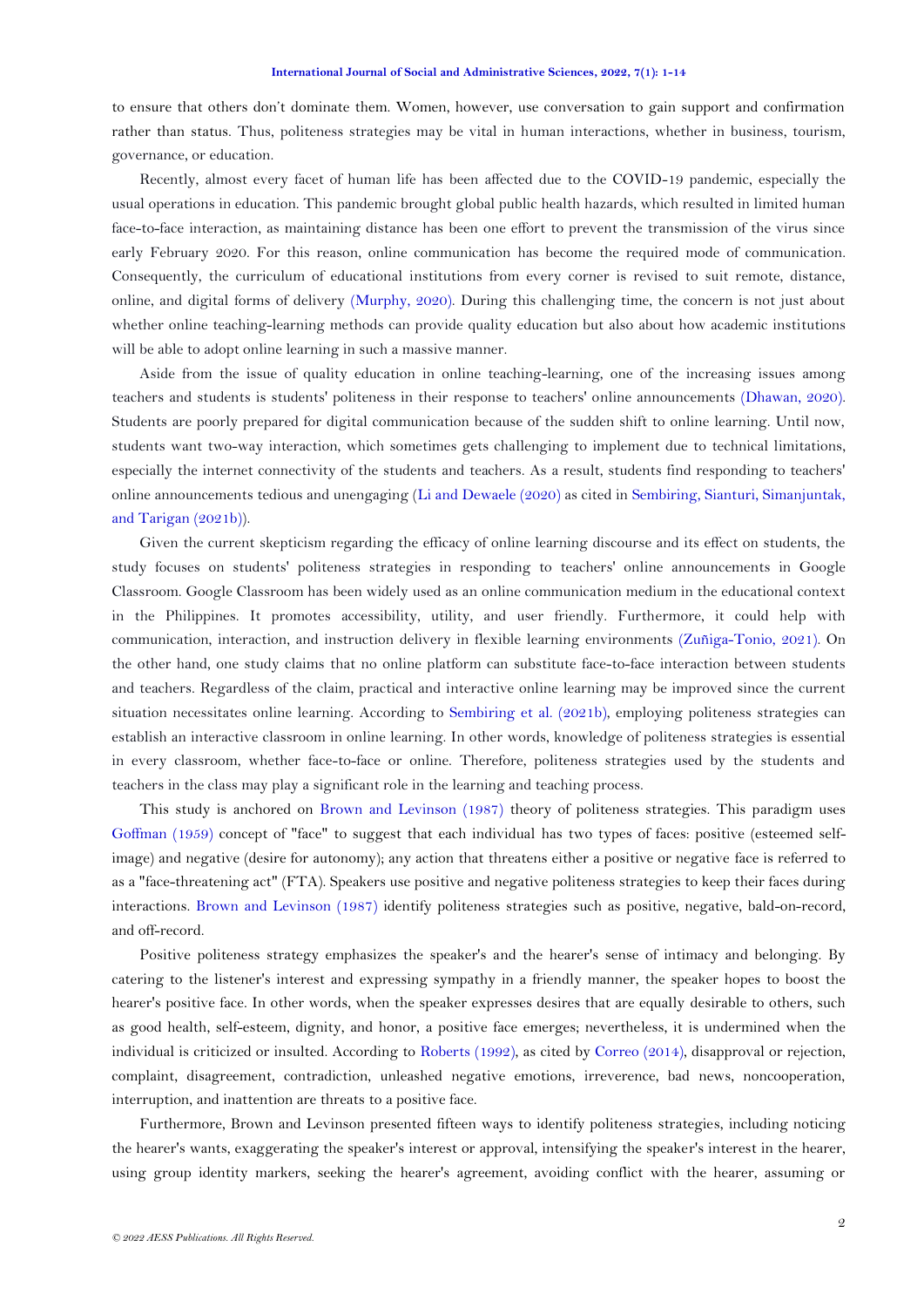to ensure that others don't dominate them. Women, however, use conversation to gain support and confirmation rather than status. Thus, politeness strategies may be vital in human interactions, whether in business, tourism, governance, or education.

Recently, almost every facet of human life has been affected due to the COVID-19 pandemic, especially the usual operations in education. This pandemic brought global public health hazards, which resulted in limited human face-to-face interaction, as maintaining distance has been one effort to prevent the transmission of the virus since early February 2020. For this reason, online communication has become the required mode of communication. Consequently, the curriculum of educational institutions from every corner is revised to suit remote, distance, online, and digital forms of delivery (Murphy, 2020). During this challenging time, the concern is not just about whether online teaching-learning methods can provide quality education but also about how academic institutions will be able to adopt online learning in such a massive manner.

Aside from the issue of quality education in online teaching-learning, one of the increasing issues among teachers and students is students' politeness in their response to teachers' online announcements (Dhawan, 2020). Students are poorly prepared for digital communication because of the sudden shift to online learning. Until now, students want two-way interaction, which sometimes gets challenging to implement due to technical limitations, especially the internet connectivity of the students and teachers. As a result, students find responding to teachers' online announcements tedious and unengaging (Li and Dewaele (2020) as cited in Sembiring, Sianturi, Simanjuntak, and Tarigan (2021b)).

Given the current skepticism regarding the efficacy of online learning discourse and its effect on students, the study focuses on students' politeness strategies in responding to teachers' online announcements in Google Classroom. Google Classroom has been widely used as an online communication medium in the educational context in the Philippines. It promotes accessibility, utility, and user friendly. Furthermore, it could help with communication, interaction, and instruction delivery in flexible learning environments (Zuñiga-Tonio, 2021). On the other hand, one study claims that no online platform can substitute face-to-face interaction between students and teachers. Regardless of the claim, practical and interactive online learning may be improved since the current situation necessitates online learning. According to Sembiring et al. (2021b), employing politeness strategies can establish an interactive classroom in online learning. In other words, knowledge of politeness strategies is essential in every classroom, whether face-to-face or online. Therefore, politeness strategies used by the students and teachers in the class may play a significant role in the learning and teaching process.

This study is anchored on Brown and Levinson (1987) theory of politeness strategies. This paradigm uses Goffman (1959) concept of "face" to suggest that each individual has two types of faces: positive (esteemed self-image) and negative (desire for autonomy); any action that threatens either a positive or negative face is referred to as a "face-threatening act" (FTA). Speakers use positive and negative politeness strategies to keep their faces during interactions. Brown and Levinson (1987) identify politeness strategies such as positive, negative, bald-on-record, and off-record.

Positive politeness strategy emphasizes the speaker's and the hearer's sense of intimacy and belonging. By catering to the listener's interest and expressing sympathy in a friendly manner, the speaker hopes to boost the hearer's positive face. In other words, when the speaker expresses desires that are equally desirable to others, such as good health, self-esteem, dignity, and honor, a positive face emerges; nevertheless, it is undermined when the individual is criticized or insulted. According to Roberts (1992), as cited by Correo (2014), disapproval or rejection, complaint, disagreement, contradiction, unleashed negative emotions, irreverence, bad news, noncooperation, interruption, and inattention are threats to a positive face.

Furthermore, Brown and Levinson presented fifteen ways to identify politeness strategies, including noticing the hearer's wants, exaggerating the speaker's interest or approval, intensifying the speaker's interest in the hearer, using group identity markers, seeking the hearer's agreement, avoiding conflict with the hearer, assuming or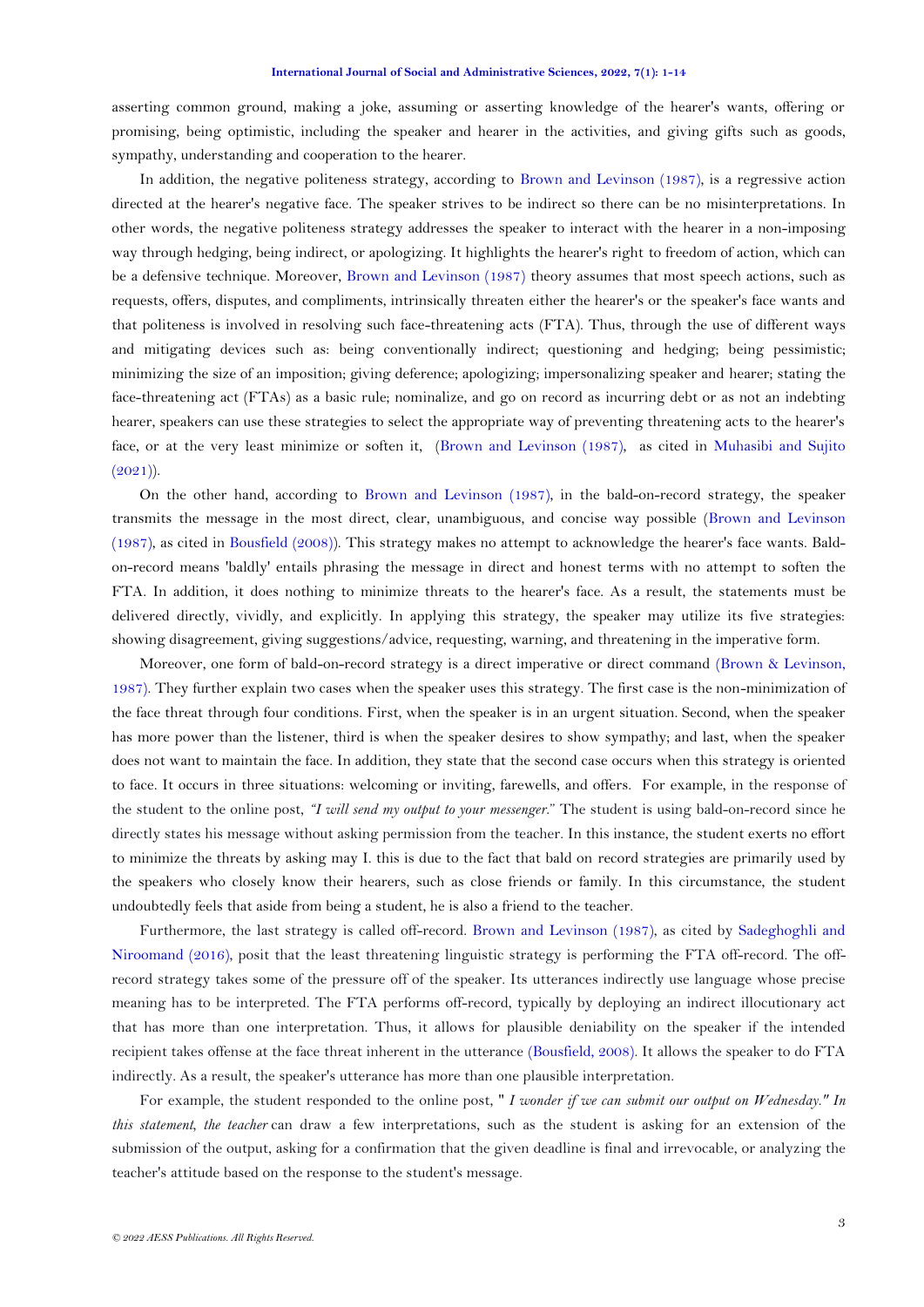asserting common ground, making a joke, assuming or asserting knowledge of the hearer's wants, offering or promising, being optimistic, including the speaker and hearer in the activities, and giving gifts such as goods, sympathy, understanding and cooperation to the hearer.

In addition, the negative politeness strategy, according to Brown and Levinson (1987), is a regressive action directed at the hearer's negative face. The speaker strives to be indirect so there can be no misinterpretations. In other words, the negative politeness strategy addresses the speaker to interact with the hearer in a non-imposing way through hedging, being indirect, or apologizing. It highlights the hearer's right to freedom of action, which can be a defensive technique. Moreover, Brown and Levinson (1987) theory assumes that most speech actions, such as requests, offers, disputes, and compliments, intrinsically threaten either the hearer's or the speaker's face wants and that politeness is involved in resolving such face-threatening acts (FTA). Thus, through the use of different ways and mitigating devices such as: being conventionally indirect; questioning and hedging; being pessimistic; minimizing the size of an imposition; giving deference; apologizing; impersonalizing speaker and hearer; stating the face-threatening act (FTAs) as a basic rule; nominalize, and go on record as incurring debt or as not an indebting hearer, speakers can use these strategies to select the appropriate way of preventing threatening acts to the hearer's face, or at the very least minimize or soften it, (Brown and Levinson (1987), as cited in Muhasibi and Sujito (2021)).

On the other hand, according to Brown and Levinson (1987), in the bald-on-record strategy, the speaker transmits the message in the most direct, clear, unambiguous, and concise way possible (Brown and Levinson (1987), as cited in Bousfield (2008)). This strategy makes no attempt to acknowledge the hearer's face wants. Bald-on-record means 'baldly' entails phrasing the message in direct and honest terms with no attempt to soften the FTA. In addition, it does nothing to minimize threats to the hearer's face. As a result, the statements must be delivered directly, vividly, and explicitly. In applying this strategy, the speaker may utilize its five strategies: showing disagreement, giving suggestions/advice, requesting, warning, and threatening in the imperative form.

Moreover, one form of bald-on-record strategy is a direct imperative or direct command (Brown & Levinson, 1987). They further explain two cases when the speaker uses this strategy. The first case is the non-minimization of the face threat through four conditions. First, when the speaker is in an urgent situation. Second, when the speaker has more power than the listener, third is when the speaker desires to show sympathy; and last, when the speaker does not want to maintain the face. In addition, they state that the second case occurs when this strategy is oriented to face. It occurs in three situations: welcoming or inviting, farewells, and offers. For example, in the response of the student to the online post, *"I will send my output to your messenger."* The student is using bald-on-record since he directly states his message without asking permission from the teacher. In this instance, the student exerts no effort to minimize the threats by asking may I. this is due to the fact that bald on record strategies are primarily used by the speakers who closely know their hearers, such as close friends or family. In this circumstance, the student undoubtedly feels that aside from being a student, he is also a friend to the teacher.

Furthermore, the last strategy is called off-record. Brown and Levinson (1987), as cited by Sadeghoghli and Niroomand (2016), posit that the least threatening linguistic strategy is performing the FTA off-record. The off-record strategy takes some of the pressure off of the speaker. Its utterances indirectly use language whose precise meaning has to be interpreted. The FTA performs off-record, typically by deploying an indirect illocutionary act that has more than one interpretation. Thus, it allows for plausible deniability on the speaker if the intended recipient takes offense at the face threat inherent in the utterance (Bousfield, 2008). It allows the speaker to do FTA indirectly. As a result, the speaker's utterance has more than one plausible interpretation.

For example, the student responded to the online post, " *I wonder if we can submit our output on Wednesday." In this statement, the teacher* can draw a few interpretations, such as the student is asking for an extension of the submission of the output, asking for a confirmation that the given deadline is final and irrevocable, or analyzing the teacher's attitude based on the response to the student's message.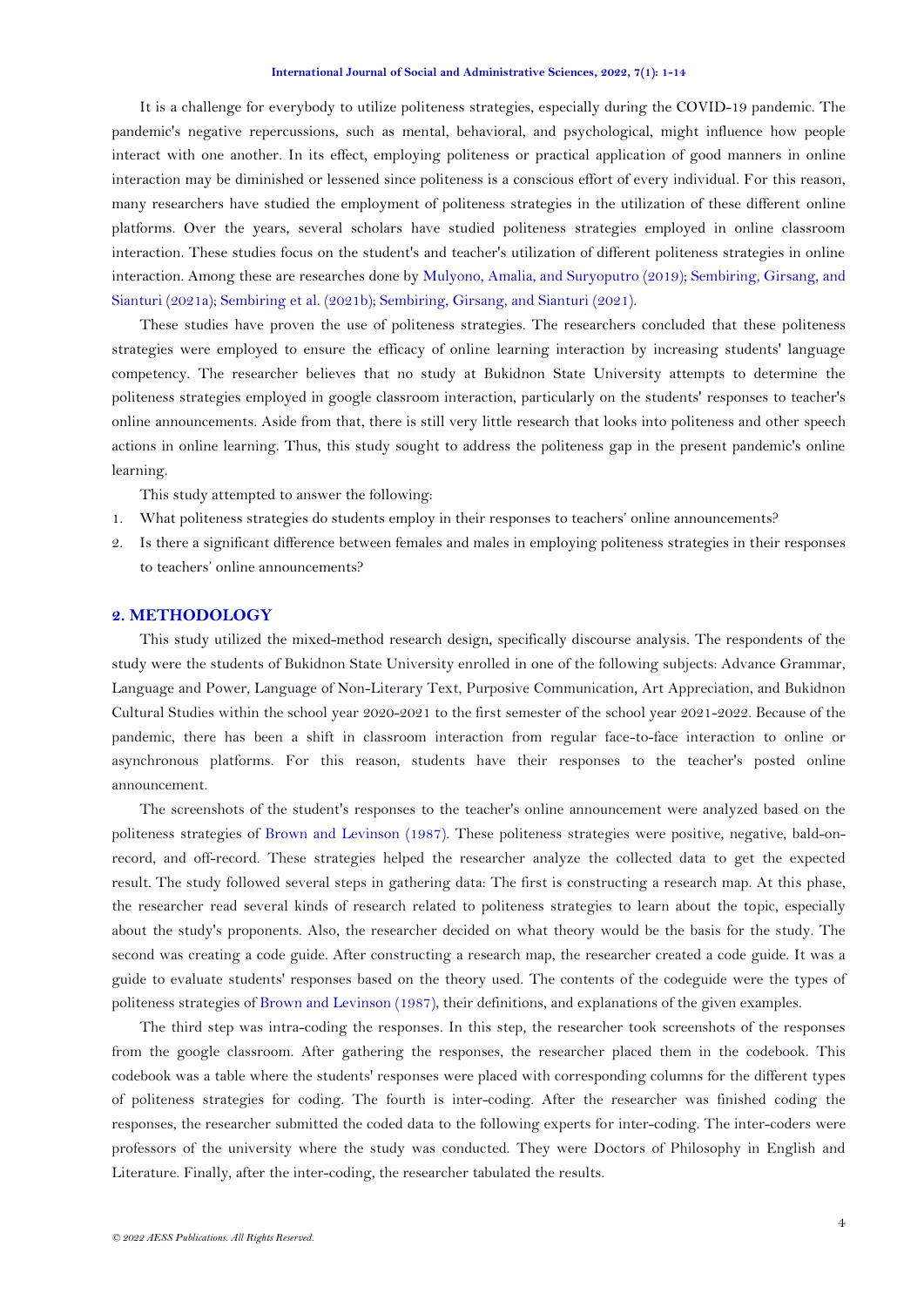It is a challenge for everybody to utilize politeness strategies, especially during the COVID-19 pandemic. The pandemic's negative repercussions, such as mental, behavioral, and psychological, might influence how people interact with one another. In its effect, employing politeness or practical application of good manners in online interaction may be diminished or lessened since politeness is a conscious effort of every individual. For this reason, many researchers have studied the employment of politeness strategies in the utilization of these different online platforms. Over the years, several scholars have studied politeness strategies employed in online classroom interaction. These studies focus on the student's and teacher's utilization of different politeness strategies in online interaction. Among these are researches done by Mulyono, Amalia, and Suryoputro (2019); Sembiring, Girsang, and Sianturi (2021a); Sembiring et al. (2021b); Sembiring, Girsang, and Sianturi (2021).

These studies have proven the use of politeness strategies. The researchers concluded that these politeness strategies were employed to ensure the efficacy of online learning interaction by increasing students' language competency. The researcher believes that no study at Bukidnon State University attempts to determine the politeness strategies employed in google classroom interaction, particularly on the students' responses to teacher's online announcements. Aside from that, there is still very little research that looks into politeness and other speech actions in online learning. Thus, this study sought to address the politeness gap in the present pandemic's online learning.

This study attempted to answer the following:

1. What politeness strategies do students employ in their responses to teachers' online announcements?
2. Is there a significant difference between females and males in employing politeness strategies in their responses to teachers' online announcements?

## 2. METHODOLOGY

This study utilized the mixed-method research design, specifically discourse analysis. The respondents of the study were the students of Bukidnon State University enrolled in one of the following subjects: Advance Grammar, Language and Power, Language of Non-Literary Text, Purposive Communication, Art Appreciation, and Bukidnon Cultural Studies within the school year 2020-2021 to the first semester of the school year 2021-2022. Because of the pandemic, there has been a shift in classroom interaction from regular face-to-face interaction to online or asynchronous platforms. For this reason, students have their responses to the teacher's posted online announcement.

The screenshots of the student's responses to the teacher's online announcement were analyzed based on the politeness strategies of Brown and Levinson (1987). These politeness strategies were positive, negative, bald-on-record, and off-record. These strategies helped the researcher analyze the collected data to get the expected result. The study followed several steps in gathering data: The first is constructing a research map. At this phase, the researcher read several kinds of research related to politeness strategies to learn about the topic, especially about the study's proponents. Also, the researcher decided on what theory would be the basis for the study. The second was creating a code guide. After constructing a research map, the researcher created a code guide. It was a guide to evaluate students' responses based on the theory used. The contents of the codeguide were the types of politeness strategies of Brown and Levinson (1987), their definitions, and explanations of the given examples.

The third step was intra-coding the responses. In this step, the researcher took screenshots of the responses from the google classroom. After gathering the responses, the researcher placed them in the codebook. This codebook was a table where the students' responses were placed with corresponding columns for the different types of politeness strategies for coding. The fourth is inter-coding. After the researcher was finished coding the responses, the researcher submitted the coded data to the following experts for inter-coding. The inter-coders were professors of the university where the study was conducted. They were Doctors of Philosophy in English and Literature. Finally, after the inter-coding, the researcher tabulated the results.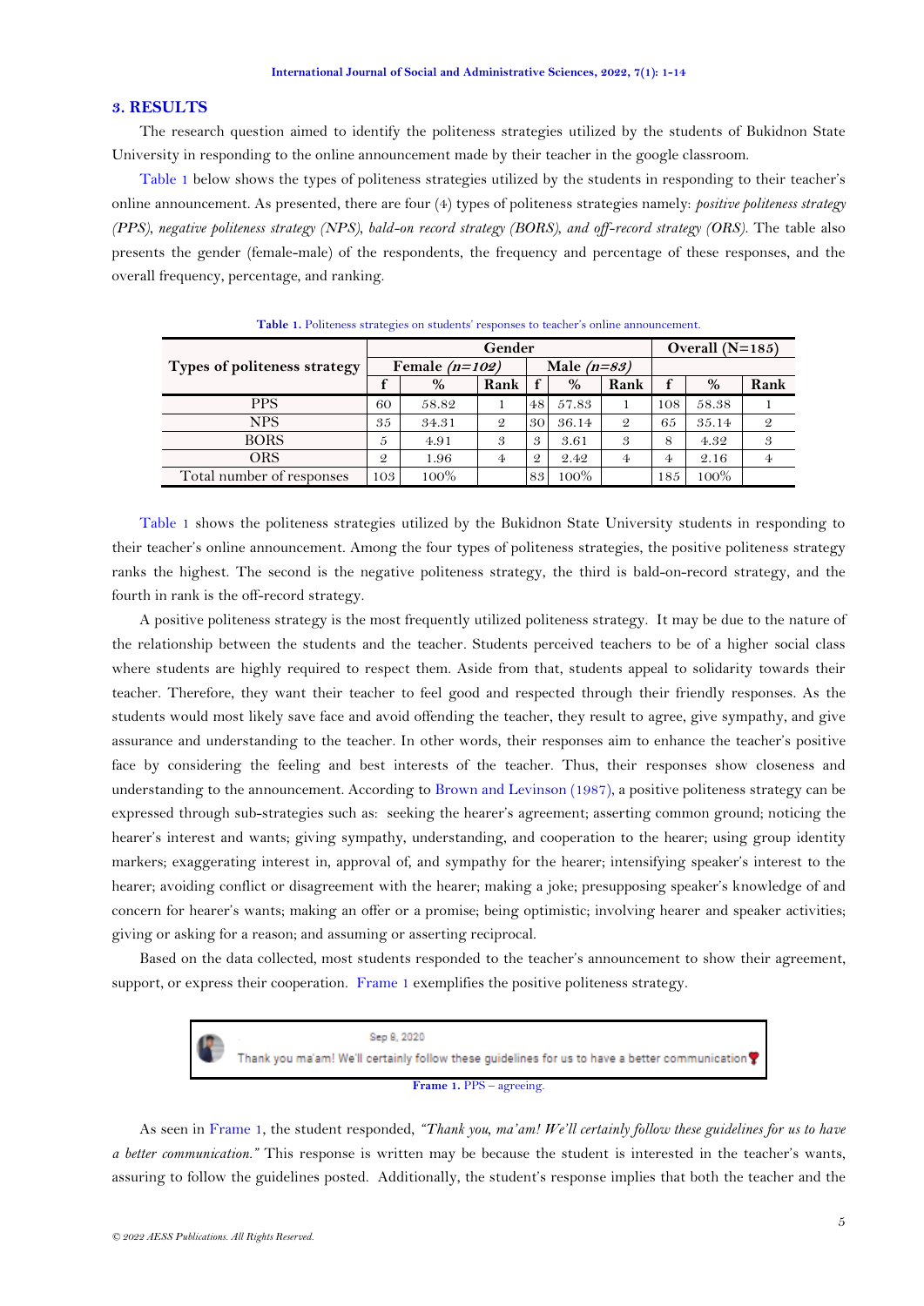## 3. RESULTS

The research question aimed to identify the politeness strategies utilized by the students of Bukidnon State University in responding to the online announcement made by their teacher in the google classroom.

Table 1 below shows the types of politeness strategies utilized by the students in responding to their teacher's online announcement. As presented, there are four (4) types of politeness strategies namely: *positive politeness strategy (PPS), negative politeness strategy (NPS), bald-on record strategy (BORS), and off-record strategy (ORS).* The table also presents the gender (female-male) of the respondents, the frequency and percentage of these responses, and the overall frequency, percentage, and ranking.

**Table 1.** Politeness strategies on students' responses to teacher's online announcement.

| Types of politeness strategy | Gender | | | | | | Overall (N=185) | | |
|---|---|---|---|---|---|---|---|---|---|
| | Female (*n=102*) | | | Male (*n=83*) | | | | | |
| | f | % | Rank | f | % | Rank | f | % | Rank |
| PPS | 60 | 58.82 | 1 | 48 | 57.83 | 1 | 108 | 58.38 | 1 |
| NPS | 35 | 34.31 | 2 | 30 | 36.14 | 2 | 65 | 35.14 | 2 |
| BORS | 5 | 4.91 | 3 | 3 | 3.61 | 3 | 8 | 4.32 | 3 |
| ORS | 2 | 1.96 | 4 | 2 | 2.42 | 4 | 4 | 2.16 | 4 |
| Total number of responses | 103 | 100% | | 83 | 100% | | 185 | 100% | |

Table 1 shows the politeness strategies utilized by the Bukidnon State University students in responding to their teacher's online announcement. Among the four types of politeness strategies, the positive politeness strategy ranks the highest. The second is the negative politeness strategy, the third is bald-on-record strategy, and the fourth in rank is the off-record strategy.

A positive politeness strategy is the most frequently utilized politeness strategy. It may be due to the nature of the relationship between the students and the teacher. Students perceived teachers to be of a higher social class where students are highly required to respect them. Aside from that, students appeal to solidarity towards their teacher. Therefore, they want their teacher to feel good and respected through their friendly responses. As the students would most likely save face and avoid offending the teacher, they result to agree, give sympathy, and give assurance and understanding to the teacher. In other words, their responses aim to enhance the teacher's positive face by considering the feeling and best interests of the teacher. Thus, their responses show closeness and understanding to the announcement. According to Brown and Levinson (1987), a positive politeness strategy can be expressed through sub-strategies such as: seeking the hearer's agreement; asserting common ground; noticing the hearer's interest and wants; giving sympathy, understanding, and cooperation to the hearer; using group identity markers; exaggerating interest in, approval of, and sympathy for the hearer; intensifying speaker's interest to the hearer; avoiding conflict or disagreement with the hearer; making a joke; presupposing speaker's knowledge of and concern for hearer's wants; making an offer or a promise; being optimistic; involving hearer and speaker activities; giving or asking for a reason; and assuming or asserting reciprocal.

Based on the data collected, most students responded to the teacher's announcement to show their agreement, support, or express their cooperation. Frame 1 exemplifies the positive politeness strategy.

> Sep 8, 2020
> Thank you ma'am! We'll certainly follow these guidelines for us to have a better communication🌹

**Frame 1.** PPS – agreeing.

As seen in Frame 1, the student responded, *"Thank you, ma'am! We'll certainly follow these guidelines for us to have a better communication."* This response is written may be because the student is interested in the teacher's wants, assuring to follow the guidelines posted. Additionally, the student's response implies that both the teacher and the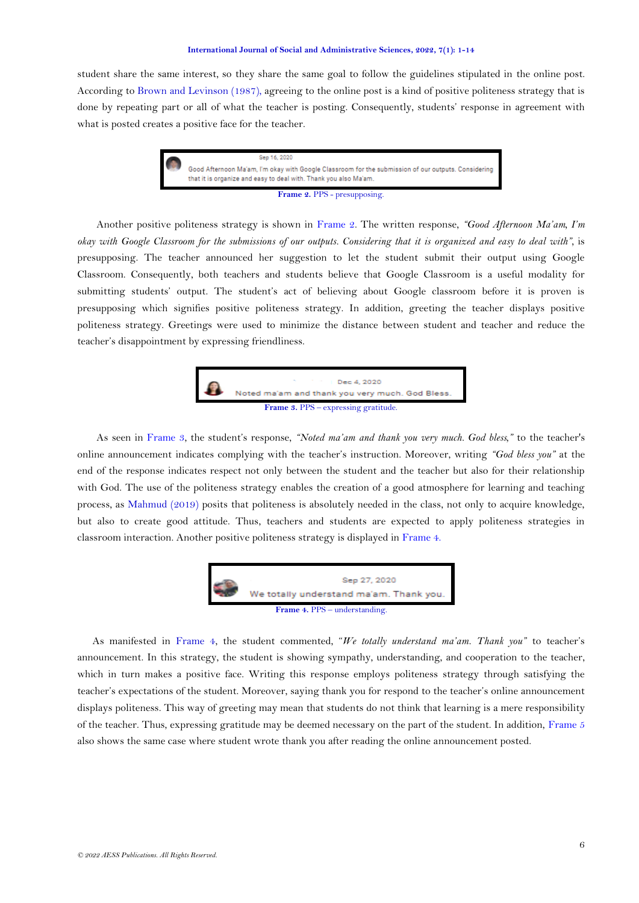student share the same interest, so they share the same goal to follow the guidelines stipulated in the online post. According to Brown and Levinson (1987), agreeing to the online post is a kind of positive politeness strategy that is done by repeating part or all of what the teacher is posting. Consequently, students' response in agreement with what is posted creates a positive face for the teacher.

Sep 16, 2020
Good Afternoon Ma'am, I'm okay with Google Classroom for the submission of our outputs. Considering that it is organize and easy to deal with. Thank you also Ma'am.

**Frame 2.** PPS - presupposing.

Another positive politeness strategy is shown in Frame 2. The written response, *"Good Afternoon Ma'am, I'm okay with Google Classroom for the submissions of our outputs. Considering that it is organized and easy to deal with"*, is presupposing. The teacher announced her suggestion to let the student submit their output using Google Classroom. Consequently, both teachers and students believe that Google Classroom is a useful modality for submitting students' output. The student's act of believing about Google classroom before it is proven is presupposing which signifies positive politeness strategy. In addition, greeting the teacher displays positive politeness strategy. Greetings were used to minimize the distance between student and teacher and reduce the teacher's disappointment by expressing friendliness.

Dec 4, 2020
Noted ma'am and thank you very much. God Bless.

**Frame 3.** PPS – expressing gratitude.

As seen in Frame 3, the student's response, *"Noted ma'am and thank you very much. God bless,"* to the teacher's online announcement indicates complying with the teacher's instruction. Moreover, writing *"God bless you"* at the end of the response indicates respect not only between the student and the teacher but also for their relationship with God. The use of the politeness strategy enables the creation of a good atmosphere for learning and teaching process, as Mahmud (2019) posits that politeness is absolutely needed in the class, not only to acquire knowledge, but also to create good attitude. Thus, teachers and students are expected to apply politeness strategies in classroom interaction. Another positive politeness strategy is displayed in Frame 4.

Sep 27, 2020
We totally understand ma'am. Thank you.

**Frame 4.** PPS – understanding.

As manifested in Frame 4, the student commented, *"We totally understand ma'am. Thank you"* to teacher's announcement. In this strategy, the student is showing sympathy, understanding, and cooperation to the teacher, which in turn makes a positive face. Writing this response employs politeness strategy through satisfying the teacher's expectations of the student. Moreover, saying thank you for respond to the teacher's online announcement displays politeness. This way of greeting may mean that students do not think that learning is a mere responsibility of the teacher. Thus, expressing gratitude may be deemed necessary on the part of the student. In addition, Frame 5 also shows the same case where student wrote thank you after reading the online announcement posted.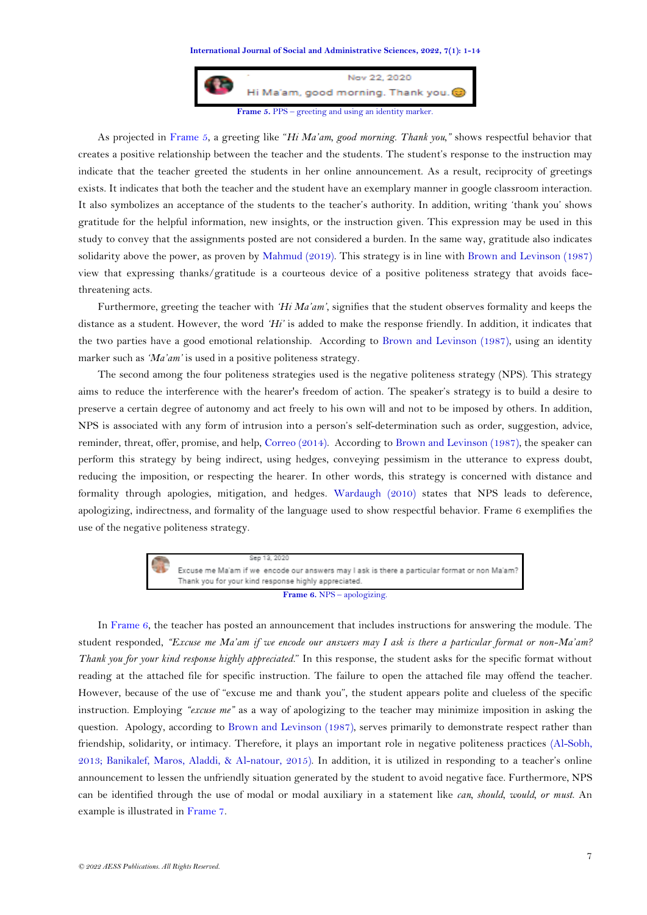Nov 22, 2020

Hi Ma'am, good morning. Thank you.

**Frame 5.** PPS – greeting and using an identity marker.

As projected in Frame 5, a greeting like *"Hi Ma'am, good morning. Thank you,"* shows respectful behavior that creates a positive relationship between the teacher and the students. The student's response to the instruction may indicate that the teacher greeted the students in her online announcement. As a result, reciprocity of greetings exists. It indicates that both the teacher and the student have an exemplary manner in google classroom interaction. It also symbolizes an acceptance of the students to the teacher's authority. In addition, writing 'thank you' shows gratitude for the helpful information, new insights, or the instruction given. This expression may be used in this study to convey that the assignments posted are not considered a burden. In the same way, gratitude also indicates solidarity above the power, as proven by Mahmud (2019). This strategy is in line with Brown and Levinson (1987) view that expressing thanks/gratitude is a courteous device of a positive politeness strategy that avoids face-threatening acts.

Furthermore, greeting the teacher with *'Hi Ma'am'*, signifies that the student observes formality and keeps the distance as a student. However, the word *'Hi'* is added to make the response friendly. In addition, it indicates that the two parties have a good emotional relationship. According to Brown and Levinson (1987), using an identity marker such as *'Ma'am'* is used in a positive politeness strategy.

The second among the four politeness strategies used is the negative politeness strategy (NPS). This strategy aims to reduce the interference with the hearer's freedom of action. The speaker's strategy is to build a desire to preserve a certain degree of autonomy and act freely to his own will and not to be imposed by others. In addition, NPS is associated with any form of intrusion into a person's self-determination such as order, suggestion, advice, reminder, threat, offer, promise, and help, Correo (2014). According to Brown and Levinson (1987), the speaker can perform this strategy by being indirect, using hedges, conveying pessimism in the utterance to express doubt, reducing the imposition, or respecting the hearer. In other words, this strategy is concerned with distance and formality through apologies, mitigation, and hedges. Wardaugh (2010) states that NPS leads to deference, apologizing, indirectness, and formality of the language used to show respectful behavior. Frame 6 exemplifies the use of the negative politeness strategy.

Sep 13, 2020

Excuse me Ma'am if we encode our answers may I ask is there a particular format or non Ma'am? Thank you for your kind response highly appreciated.

**Frame 6.** NPS – apologizing.

In Frame 6, the teacher has posted an announcement that includes instructions for answering the module. The student responded, *"Excuse me Ma'am if we encode our answers may I ask is there a particular format or non-Ma'am? Thank you for your kind response highly appreciated."* In this response, the student asks for the specific format without reading at the attached file for specific instruction. The failure to open the attached file may offend the teacher. However, because of the use of "excuse me and thank you", the student appears polite and clueless of the specific instruction. Employing *"excuse me"* as a way of apologizing to the teacher may minimize imposition in asking the question. Apology, according to Brown and Levinson (1987), serves primarily to demonstrate respect rather than friendship, solidarity, or intimacy. Therefore, it plays an important role in negative politeness practices (Al-Sobh, 2013; Banikalef, Maros, Aladdi, & Al-natour, 2015). In addition, it is utilized in responding to a teacher's online announcement to lessen the unfriendly situation generated by the student to avoid negative face. Furthermore, NPS can be identified through the use of modal or modal auxiliary in a statement like *can, should, would, or must.* An example is illustrated in Frame 7.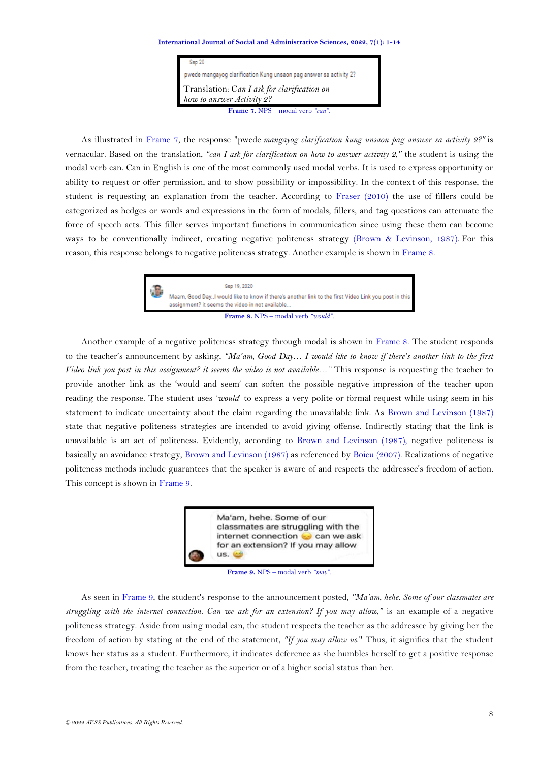Sep 20

pwede mangayog clarification Kung unsaon pag answer sa activity 2?

Translation: C*an I ask for clarification on how to answer Activity 2?*

**Frame 7.** NPS – modal verb *"can"*.

As illustrated in Frame 7, the response "pwede *mangayog clarification kung unsaon pag answer sa activity 2?"* is vernacular. Based on the translation, *"can I ask for clarification on how to answer activity 2,"* the student is using the modal verb can. Can in English is one of the most commonly used modal verbs. It is used to express opportunity or ability to request or offer permission, and to show possibility or impossibility. In the context of this response, the student is requesting an explanation from the teacher. According to Fraser (2010) the use of fillers could be categorized as hedges or words and expressions in the form of modals, fillers, and tag questions can attenuate the force of speech acts. This filler serves important functions in communication since using these them can become ways to be conventionally indirect, creating negative politeness strategy (Brown & Levinson, 1987). For this reason, this response belongs to negative politeness strategy. Another example is shown in Frame 8.

Sep 19, 2020

Maam, Good Day..I would like to know if there's another link to the first Video Link you post in this assignment? it seems the video in not available...

**Frame 8.** NPS – modal verb *"would"*.

Another example of a negative politeness strategy through modal is shown in Frame 8. The student responds to the teacher's announcement by asking, *"Ma'am, Good Day… I would like to know if there's another link to the first Video link you post in this assignment? it seems the video is not available…"* This response is requesting the teacher to provide another link as the 'would and seem' can soften the possible negative impression of the teacher upon reading the response. The student uses *'would'* to express a very polite or formal request while using seem in his statement to indicate uncertainty about the claim regarding the unavailable link. As Brown and Levinson (1987) state that negative politeness strategies are intended to avoid giving offense. Indirectly stating that the link is unavailable is an act of politeness. Evidently, according to Brown and Levinson (1987), negative politeness is basically an avoidance strategy, Brown and Levinson (1987) as referenced by Boicu (2007). Realizations of negative politeness methods include guarantees that the speaker is aware of and respects the addressee's freedom of action. This concept is shown in Frame 9.

Ma'am, hehe. Some of our classmates are struggling with the internet connection 😞 can we ask for an extension? If you may allow us. 😂

**Frame 9.** NPS – modal verb *"may"*.

As seen in Frame 9, the student's response to the announcement posted, *"Ma'am, hehe. Some of our classmates are struggling with the internet connection. Can we ask for an extension? If you may allow,"* is an example of a negative politeness strategy. Aside from using modal can, the student respects the teacher as the addressee by giving her the freedom of action by stating at the end of the statement, *"If you may allow us."* Thus, it signifies that the student knows her status as a student. Furthermore, it indicates deference as she humbles herself to get a positive response from the teacher, treating the teacher as the superior or of a higher social status than her.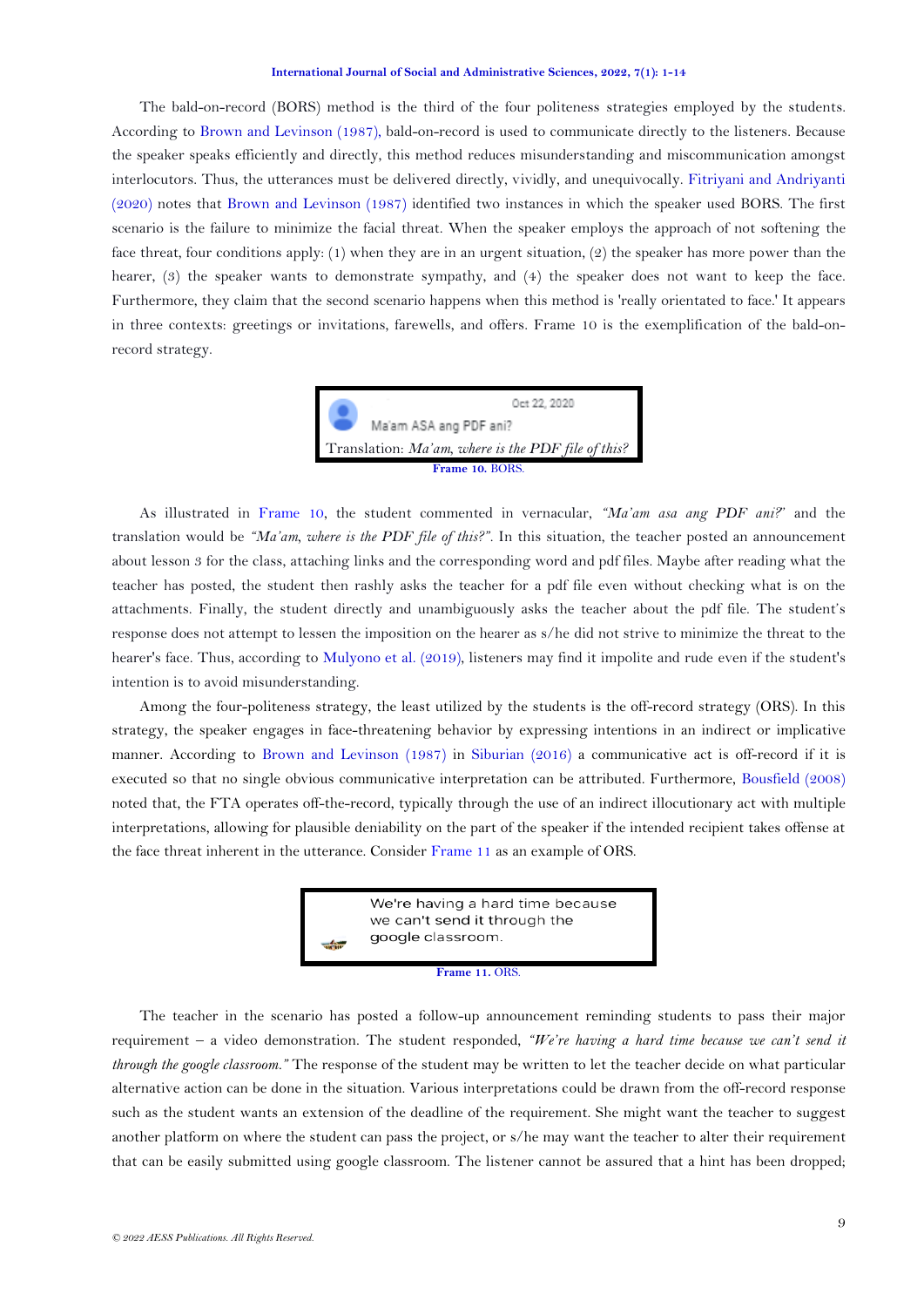The bald-on-record (BORS) method is the third of the four politeness strategies employed by the students. According to Brown and Levinson (1987), bald-on-record is used to communicate directly to the listeners. Because the speaker speaks efficiently and directly, this method reduces misunderstanding and miscommunication amongst interlocutors. Thus, the utterances must be delivered directly, vividly, and unequivocally. Fitriyani and Andriyanti (2020) notes that Brown and Levinson (1987) identified two instances in which the speaker used BORS. The first scenario is the failure to minimize the facial threat. When the speaker employs the approach of not softening the face threat, four conditions apply: (1) when they are in an urgent situation, (2) the speaker has more power than the hearer, (3) the speaker wants to demonstrate sympathy, and (4) the speaker does not want to keep the face. Furthermore, they claim that the second scenario happens when this method is 'really orientated to face.' It appears in three contexts: greetings or invitations, farewells, and offers. Frame 10 is the exemplification of the bald-on-record strategy.

Oct 22, 2020
Ma'am ASA ang PDF ani?
Translation: *Ma'am, where is the PDF file of this?*

**Frame 10.** BORS.

As illustrated in Frame 10, the student commented in vernacular, *"Ma'am asa ang PDF ani?"* and the translation would be *"Ma'am, where is the PDF file of this?"*. In this situation, the teacher posted an announcement about lesson 3 for the class, attaching links and the corresponding word and pdf files. Maybe after reading what the teacher has posted, the student then rashly asks the teacher for a pdf file even without checking what is on the attachments. Finally, the student directly and unambiguously asks the teacher about the pdf file. The student's response does not attempt to lessen the imposition on the hearer as s/he did not strive to minimize the threat to the hearer's face. Thus, according to Mulyono et al. (2019), listeners may find it impolite and rude even if the student's intention is to avoid misunderstanding.

Among the four-politeness strategy, the least utilized by the students is the off-record strategy (ORS). In this strategy, the speaker engages in face-threatening behavior by expressing intentions in an indirect or implicative manner. According to Brown and Levinson (1987) in Siburian (2016) a communicative act is off-record if it is executed so that no single obvious communicative interpretation can be attributed. Furthermore, Bousfield (2008) noted that, the FTA operates off-the-record, typically through the use of an indirect illocutionary act with multiple interpretations, allowing for plausible deniability on the part of the speaker if the intended recipient takes offense at the face threat inherent in the utterance. Consider Frame 11 as an example of ORS.

We're having a hard time because we can't send it through the google classroom.

**Frame 11.** ORS.

The teacher in the scenario has posted a follow-up announcement reminding students to pass their major requirement – a video demonstration. The student responded, *"We're having a hard time because we can't send it through the google classroom."* The response of the student may be written to let the teacher decide on what particular alternative action can be done in the situation. Various interpretations could be drawn from the off-record response such as the student wants an extension of the deadline of the requirement. She might want the teacher to suggest another platform on where the student can pass the project, or s/he may want the teacher to alter their requirement that can be easily submitted using google classroom. The listener cannot be assured that a hint has been dropped;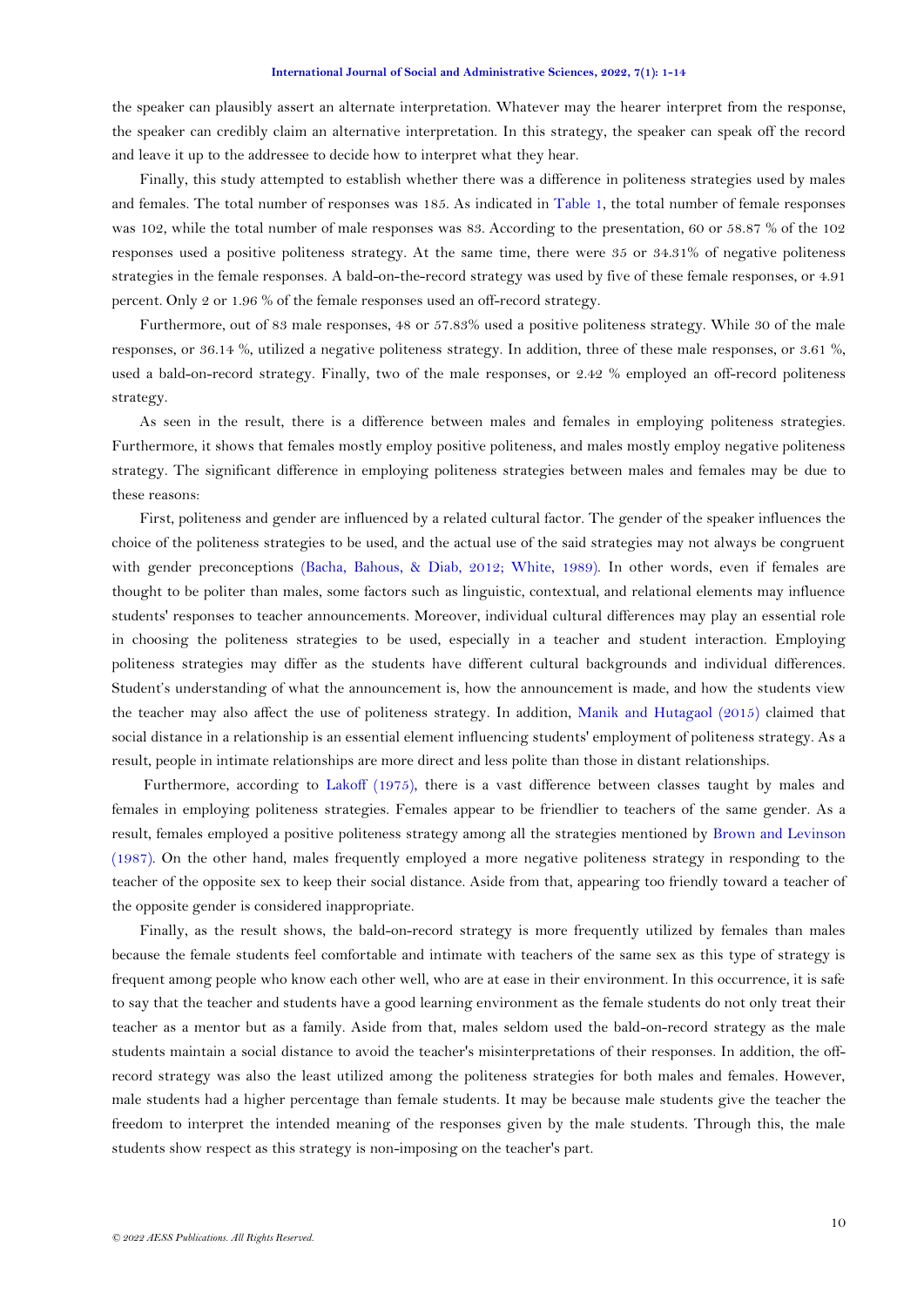the speaker can plausibly assert an alternate interpretation. Whatever may the hearer interpret from the response, the speaker can credibly claim an alternative interpretation. In this strategy, the speaker can speak off the record and leave it up to the addressee to decide how to interpret what they hear.

Finally, this study attempted to establish whether there was a difference in politeness strategies used by males and females. The total number of responses was 185. As indicated in Table 1, the total number of female responses was 102, while the total number of male responses was 83. According to the presentation, 60 or 58.87 % of the 102 responses used a positive politeness strategy. At the same time, there were 35 or 34.31% of negative politeness strategies in the female responses. A bald-on-the-record strategy was used by five of these female responses, or 4.91 percent. Only 2 or 1.96 % of the female responses used an off-record strategy.

Furthermore, out of 83 male responses, 48 or 57.83% used a positive politeness strategy. While 30 of the male responses, or 36.14 %, utilized a negative politeness strategy. In addition, three of these male responses, or 3.61 %, used a bald-on-record strategy. Finally, two of the male responses, or 2.42 % employed an off-record politeness strategy.

As seen in the result, there is a difference between males and females in employing politeness strategies. Furthermore, it shows that females mostly employ positive politeness, and males mostly employ negative politeness strategy. The significant difference in employing politeness strategies between males and females may be due to these reasons:

First, politeness and gender are influenced by a related cultural factor. The gender of the speaker influences the choice of the politeness strategies to be used, and the actual use of the said strategies may not always be congruent with gender preconceptions (Bacha, Bahous, & Diab, 2012; White, 1989). In other words, even if females are thought to be politer than males, some factors such as linguistic, contextual, and relational elements may influence students' responses to teacher announcements. Moreover, individual cultural differences may play an essential role in choosing the politeness strategies to be used, especially in a teacher and student interaction. Employing politeness strategies may differ as the students have different cultural backgrounds and individual differences. Student's understanding of what the announcement is, how the announcement is made, and how the students view the teacher may also affect the use of politeness strategy. In addition, Manik and Hutagaol (2015) claimed that social distance in a relationship is an essential element influencing students' employment of politeness strategy. As a result, people in intimate relationships are more direct and less polite than those in distant relationships.

Furthermore, according to Lakoff (1975), there is a vast difference between classes taught by males and females in employing politeness strategies. Females appear to be friendlier to teachers of the same gender. As a result, females employed a positive politeness strategy among all the strategies mentioned by Brown and Levinson (1987). On the other hand, males frequently employed a more negative politeness strategy in responding to the teacher of the opposite sex to keep their social distance. Aside from that, appearing too friendly toward a teacher of the opposite gender is considered inappropriate.

Finally, as the result shows, the bald-on-record strategy is more frequently utilized by females than males because the female students feel comfortable and intimate with teachers of the same sex as this type of strategy is frequent among people who know each other well, who are at ease in their environment. In this occurrence, it is safe to say that the teacher and students have a good learning environment as the female students do not only treat their teacher as a mentor but as a family. Aside from that, males seldom used the bald-on-record strategy as the male students maintain a social distance to avoid the teacher's misinterpretations of their responses. In addition, the off-record strategy was also the least utilized among the politeness strategies for both males and females. However, male students had a higher percentage than female students. It may be because male students give the teacher the freedom to interpret the intended meaning of the responses given by the male students. Through this, the male students show respect as this strategy is non-imposing on the teacher's part.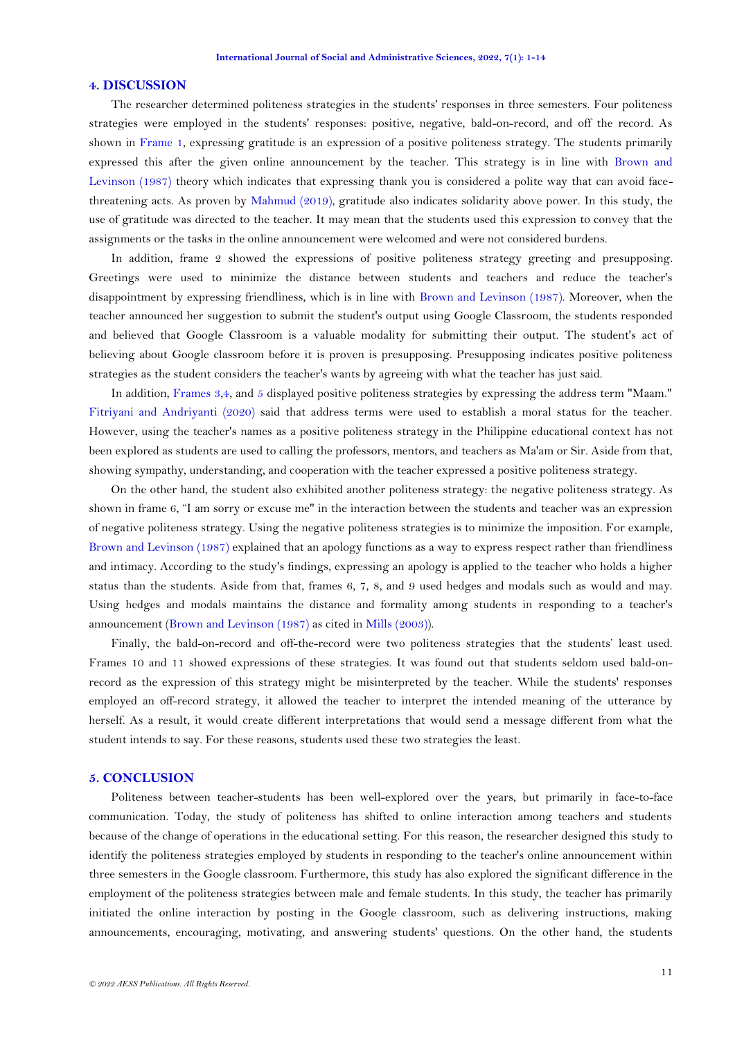## 4. DISCUSSION

The researcher determined politeness strategies in the students' responses in three semesters. Four politeness strategies were employed in the students' responses: positive, negative, bald-on-record, and off the record. As shown in Frame 1, expressing gratitude is an expression of a positive politeness strategy. The students primarily expressed this after the given online announcement by the teacher. This strategy is in line with Brown and Levinson (1987) theory which indicates that expressing thank you is considered a polite way that can avoid face-threatening acts. As proven by Mahmud (2019), gratitude also indicates solidarity above power. In this study, the use of gratitude was directed to the teacher. It may mean that the students used this expression to convey that the assignments or the tasks in the online announcement were welcomed and were not considered burdens.

In addition, frame 2 showed the expressions of positive politeness strategy greeting and presupposing. Greetings were used to minimize the distance between students and teachers and reduce the teacher's disappointment by expressing friendliness, which is in line with Brown and Levinson (1987). Moreover, when the teacher announced her suggestion to submit the student's output using Google Classroom, the students responded and believed that Google Classroom is a valuable modality for submitting their output. The student's act of believing about Google classroom before it is proven is presupposing. Presupposing indicates positive politeness strategies as the student considers the teacher's wants by agreeing with what the teacher has just said.

In addition, Frames 3,4, and 5 displayed positive politeness strategies by expressing the address term "Maam." Fitriyani and Andriyanti (2020) said that address terms were used to establish a moral status for the teacher. However, using the teacher's names as a positive politeness strategy in the Philippine educational context has not been explored as students are used to calling the professors, mentors, and teachers as Ma'am or Sir. Aside from that, showing sympathy, understanding, and cooperation with the teacher expressed a positive politeness strategy.

On the other hand, the student also exhibited another politeness strategy: the negative politeness strategy. As shown in frame 6, "I am sorry or excuse me" in the interaction between the students and teacher was an expression of negative politeness strategy. Using the negative politeness strategies is to minimize the imposition. For example, Brown and Levinson (1987) explained that an apology functions as a way to express respect rather than friendliness and intimacy. According to the study's findings, expressing an apology is applied to the teacher who holds a higher status than the students. Aside from that, frames 6, 7, 8, and 9 used hedges and modals such as would and may. Using hedges and modals maintains the distance and formality among students in responding to a teacher's announcement (Brown and Levinson (1987) as cited in Mills (2003)).

Finally, the bald-on-record and off-the-record were two politeness strategies that the students' least used. Frames 10 and 11 showed expressions of these strategies. It was found out that students seldom used bald-on-record as the expression of this strategy might be misinterpreted by the teacher. While the students' responses employed an off-record strategy, it allowed the teacher to interpret the intended meaning of the utterance by herself. As a result, it would create different interpretations that would send a message different from what the student intends to say. For these reasons, students used these two strategies the least.

## 5. CONCLUSION

Politeness between teacher-students has been well-explored over the years, but primarily in face-to-face communication. Today, the study of politeness has shifted to online interaction among teachers and students because of the change of operations in the educational setting. For this reason, the researcher designed this study to identify the politeness strategies employed by students in responding to the teacher's online announcement within three semesters in the Google classroom. Furthermore, this study has also explored the significant difference in the employment of the politeness strategies between male and female students. In this study, the teacher has primarily initiated the online interaction by posting in the Google classroom, such as delivering instructions, making announcements, encouraging, motivating, and answering students' questions. On the other hand, the students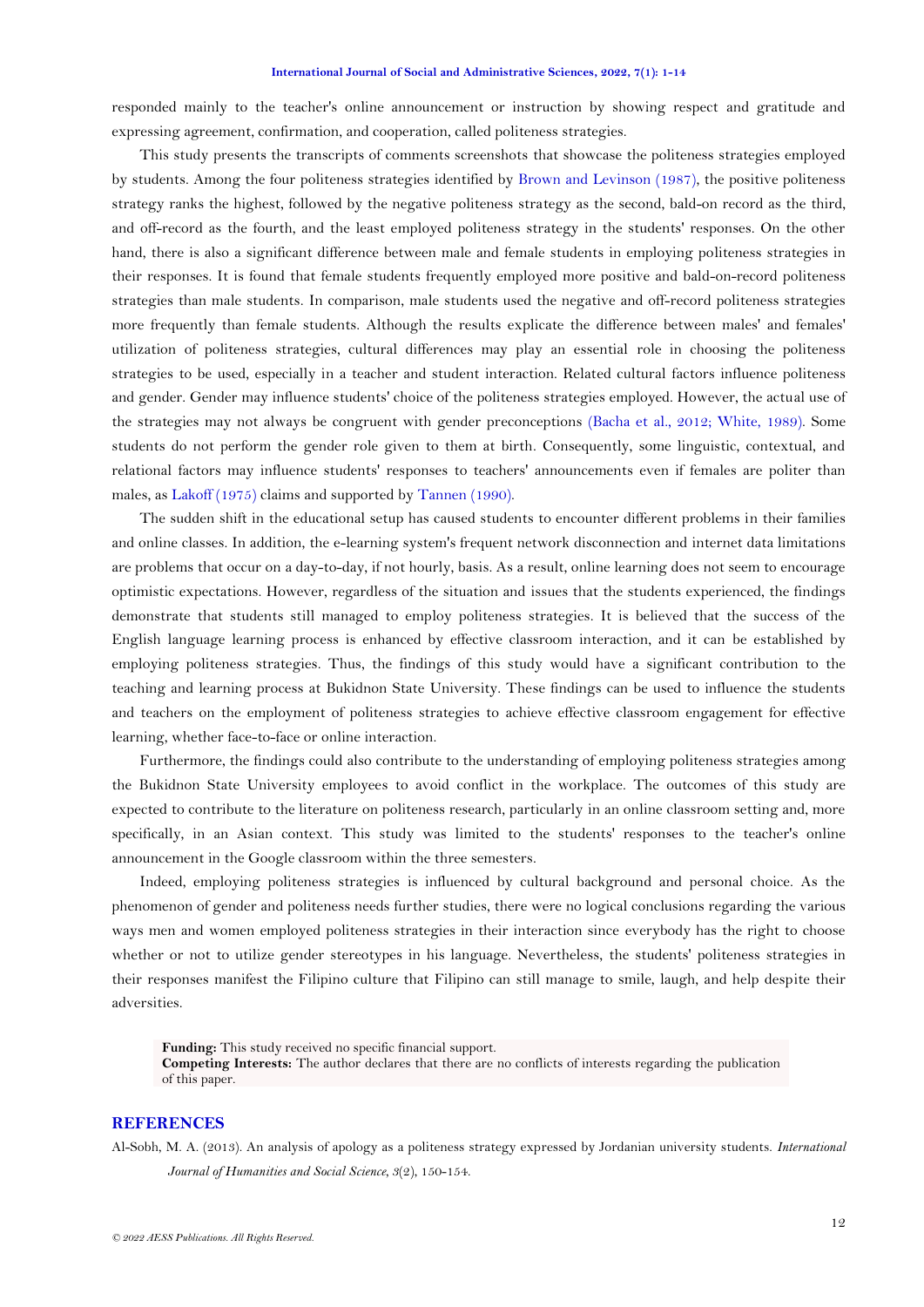responded mainly to the teacher's online announcement or instruction by showing respect and gratitude and expressing agreement, confirmation, and cooperation, called politeness strategies.

This study presents the transcripts of comments screenshots that showcase the politeness strategies employed by students. Among the four politeness strategies identified by Brown and Levinson (1987), the positive politeness strategy ranks the highest, followed by the negative politeness strategy as the second, bald-on record as the third, and off-record as the fourth, and the least employed politeness strategy in the students' responses. On the other hand, there is also a significant difference between male and female students in employing politeness strategies in their responses. It is found that female students frequently employed more positive and bald-on-record politeness strategies than male students. In comparison, male students used the negative and off-record politeness strategies more frequently than female students. Although the results explicate the difference between males' and females' utilization of politeness strategies, cultural differences may play an essential role in choosing the politeness strategies to be used, especially in a teacher and student interaction. Related cultural factors influence politeness and gender. Gender may influence students' choice of the politeness strategies employed. However, the actual use of the strategies may not always be congruent with gender preconceptions (Bacha et al., 2012; White, 1989). Some students do not perform the gender role given to them at birth. Consequently, some linguistic, contextual, and relational factors may influence students' responses to teachers' announcements even if females are politer than males, as Lakoff (1975) claims and supported by Tannen (1990).

The sudden shift in the educational setup has caused students to encounter different problems in their families and online classes. In addition, the e-learning system's frequent network disconnection and internet data limitations are problems that occur on a day-to-day, if not hourly, basis. As a result, online learning does not seem to encourage optimistic expectations. However, regardless of the situation and issues that the students experienced, the findings demonstrate that students still managed to employ politeness strategies. It is believed that the success of the English language learning process is enhanced by effective classroom interaction, and it can be established by employing politeness strategies. Thus, the findings of this study would have a significant contribution to the teaching and learning process at Bukidnon State University. These findings can be used to influence the students and teachers on the employment of politeness strategies to achieve effective classroom engagement for effective learning, whether face-to-face or online interaction.

Furthermore, the findings could also contribute to the understanding of employing politeness strategies among the Bukidnon State University employees to avoid conflict in the workplace. The outcomes of this study are expected to contribute to the literature on politeness research, particularly in an online classroom setting and, more specifically, in an Asian context. This study was limited to the students' responses to the teacher's online announcement in the Google classroom within the three semesters.

Indeed, employing politeness strategies is influenced by cultural background and personal choice. As the phenomenon of gender and politeness needs further studies, there were no logical conclusions regarding the various ways men and women employed politeness strategies in their interaction since everybody has the right to choose whether or not to utilize gender stereotypes in his language. Nevertheless, the students' politeness strategies in their responses manifest the Filipino culture that Filipino can still manage to smile, laugh, and help despite their adversities.

**Funding:** This study received no specific financial support.
**Competing Interests:** The author declares that there are no conflicts of interests regarding the publication of this paper.

## REFERENCES

Al-Sobh, M. A. (2013). An analysis of apology as a politeness strategy expressed by Jordanian university students. *International Journal of Humanities and Social Science, 3*(2), 150-154.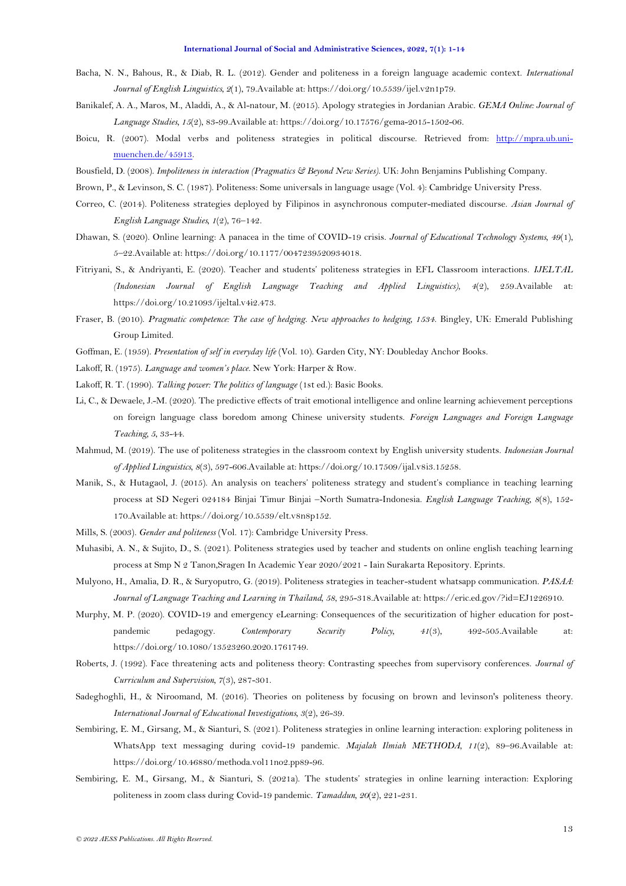Bacha, N. N., Bahous, R., & Diab, R. L. (2012). Gender and politeness in a foreign language academic context. *International Journal of English Linguistics, 2*(1), 79.Available at: https://doi.org/10.5539/ijel.v2n1p79.

Banikalef, A. A., Maros, M., Aladdi, A., & Al-natour, M. (2015). Apology strategies in Jordanian Arabic. *GEMA Online: Journal of Language Studies, 15*(2), 83-99.Available at: https://doi.org/10.17576/gema-2015-1502-06.

Boicu, R. (2007). Modal verbs and politeness strategies in political discourse. Retrieved from: http://mpra.ub.uni-muenchen.de/45913.

Bousfield, D. (2008). *Impoliteness in interaction (Pragmatics & Beyond New Series)*. UK: John Benjamins Publishing Company.

Brown, P., & Levinson, S. C. (1987). Politeness: Some universals in language usage (Vol. 4): Cambridge University Press.

Correo, C. (2014). Politeness strategies deployed by Filipinos in asynchronous computer-mediated discourse. *Asian Journal of English Language Studies, 1*(2), 76–142.

Dhawan, S. (2020). Online learning: A panacea in the time of COVID-19 crisis. *Journal of Educational Technology Systems, 49*(1), 5–22.Available at: https://doi.org/10.1177/0047239520934018.

Fitriyani, S., & Andriyanti, E. (2020). Teacher and students' politeness strategies in EFL Classroom interactions. *IJELTAL (Indonesian Journal of English Language Teaching and Applied Linguistics), 4*(2), 259.Available at: https://doi.org/10.21093/ijeltal.v4i2.473.

Fraser, B. (2010). *Pragmatic competence: The case of hedging. New approaches to hedging, 1534*. Bingley, UK: Emerald Publishing Group Limited.

Goffman, E. (1959). *Presentation of self in everyday life* (Vol. 10). Garden City, NY: Doubleday Anchor Books.

Lakoff, R. (1975). *Language and women's place*. New York: Harper & Row.

Lakoff, R. T. (1990). *Talking power: The politics of language* (1st ed.): Basic Books.

Li, C., & Dewaele, J.-M. (2020). The predictive effects of trait emotional intelligence and online learning achievement perceptions on foreign language class boredom among Chinese university students. *Foreign Languages and Foreign Language Teaching, 5*, 33-44.

Mahmud, M. (2019). The use of politeness strategies in the classroom context by English university students. *Indonesian Journal of Applied Linguistics, 8*(3), 597-606.Available at: https://doi.org/10.17509/ijal.v8i3.15258.

Manik, S., & Hutagaol, J. (2015). An analysis on teachers' politeness strategy and student's compliance in teaching learning process at SD Negeri 024184 Binjai Timur Binjai –North Sumatra-Indonesia. *English Language Teaching, 8*(8), 152-170.Available at: https://doi.org/10.5539/elt.v8n8p152.

Mills, S. (2003). *Gender and politeness* (Vol. 17): Cambridge University Press.

Muhasibi, A. N., & Sujito, D., S. (2021). Politeness strategies used by teacher and students on online english teaching learning process at Smp N 2 Tanon,Sragen In Academic Year 2020/2021 - Iain Surakarta Repository. Eprints.

Mulyono, H., Amalia, D. R., & Suryoputro, G. (2019). Politeness strategies in teacher-student whatsapp communication. *PASAA: Journal of Language Teaching and Learning in Thailand, 58*, 295-318.Available at: https://eric.ed.gov/?id=EJ1226910.

Murphy, M. P. (2020). COVID-19 and emergency eLearning: Consequences of the securitization of higher education for post-pandemic pedagogy. *Contemporary Security Policy, 41*(3), 492-505.Available at: https://doi.org/10.1080/13523260.2020.1761749.

Roberts, J. (1992). Face threatening acts and politeness theory: Contrasting speeches from supervisory conferences. *Journal of Curriculum and Supervision, 7*(3), 287-301.

Sadeghoghli, H., & Niroomand, M. (2016). Theories on politeness by focusing on brown and levinson's politeness theory. *International Journal of Educational Investigations, 3*(2), 26-39.

Sembiring, E. M., Girsang, M., & Sianturi, S. (2021). Politeness strategies in online learning interaction: exploring politeness in WhatsApp text messaging during covid-19 pandemic. *Majalah Ilmiah METHODA, 11*(2), 89–96.Available at: https://doi.org/10.46880/methoda.vol11no2.pp89-96.

Sembiring, E. M., Girsang, M., & Sianturi, S. (2021a). The students' strategies in online learning interaction: Exploring politeness in zoom class during Covid-19 pandemic. *Tamaddun, 20*(2), 221-231.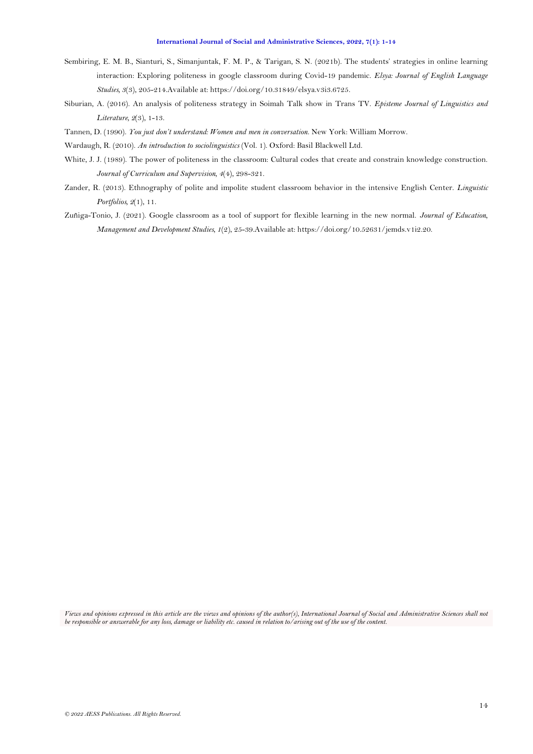Sembiring, E. M. B., Sianturi, S., Simanjuntak, F. M. P., & Tarigan, S. N. (2021b). The students' strategies in online learning interaction: Exploring politeness in google classroom during Covid-19 pandemic. *Elsya: Journal of English Language Studies*, *3*(3), 205-214.Available at: https://doi.org/10.31849/elsya.v3i3.6725.

Siburian, A. (2016). An analysis of politeness strategy in Soimah Talk show in Trans TV. *Episteme Journal of Linguistics and Literature*, *2*(3), 1-13.

Tannen, D. (1990). *You just don't understand: Women and men in conversation*. New York: William Morrow.

Wardaugh, R. (2010). *An introduction to sociolinguistics* (Vol. 1). Oxford: Basil Blackwell Ltd.

White, J. J. (1989). The power of politeness in the classroom: Cultural codes that create and constrain knowledge construction. *Journal of Curriculum and Supervision*, *4*(4), 298-321.

Zander, R. (2013). Ethnography of polite and impolite student classroom behavior in the intensive English Center. *Linguistic Portfolios*, *2*(1), 11.

Zuñiga-Tonio, J. (2021). Google classroom as a tool of support for flexible learning in the new normal. *Journal of Education, Management and Development Studies*, *1*(2), 25-39.Available at: https://doi.org/10.52631/jemds.v1i2.20.

*Views and opinions expressed in this article are the views and opinions of the author(s), International Journal of Social and Administrative Sciences shall not be responsible or answerable for any loss, damage or liability etc. caused in relation to/arising out of the use of the content.*